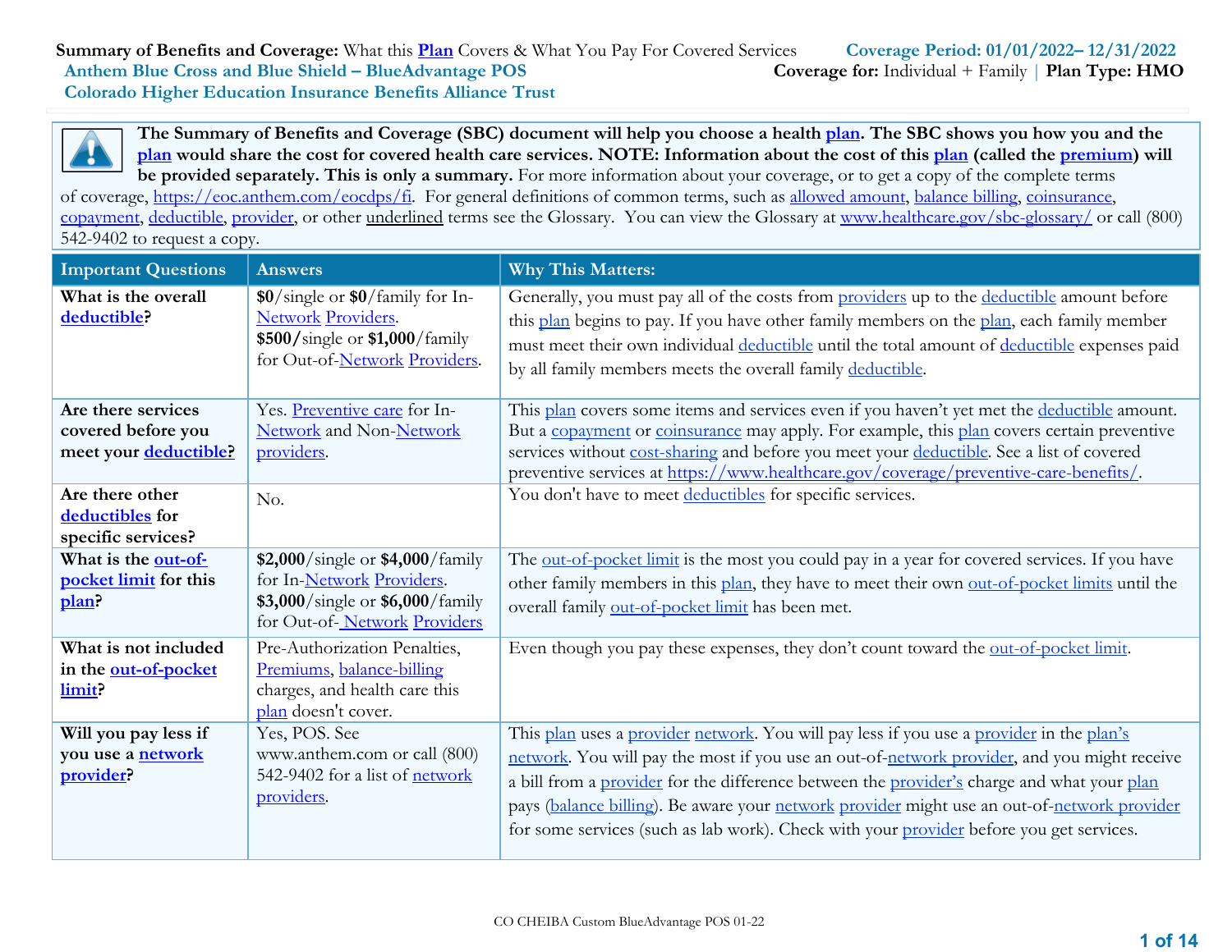**Summary of Benefits and Coverage:** What this **Plan** Covers & What You Pay For Covered Services

**Coverage Period: 01/01/2022– 12/31/2022**

**Anthem Blue Cross and Blue Shield – BlueAdvantage POS**

**Coverage for:** Individual + Family | **Plan Type: HMO**

**Colorado Higher Education Insurance Benefits Alliance Trust**

**The Summary of Benefits and Coverage (SBC) document will help you choose a health plan. The SBC shows you how you and the plan would share the cost for covered health care services. NOTE: Information about the cost of this plan (called the premium) will be provided separately. This is only a summary.** For more information about your coverage, or to get a copy of the complete terms of coverage, https://eoc.anthem.com/eocdps/fi. For general definitions of common terms, such as allowed amount, balance billing, coinsurance, copayment, deductible, provider, or other underlined terms see the Glossary. You can view the Glossary at www.healthcare.gov/sbc-glossary/ or call (800) 542-9402 to request a copy.

| Important Questions | Answers | Why This Matters: |
|---|---|---|
| **What is the overall deductible?** | **$0**/single or **$0**/family for In-Network Providers. **$500/**single or **$1,000**/family for Out-of-Network Providers. | Generally, you must pay all of the costs from providers up to the deductible amount before this plan begins to pay. If you have other family members on the plan, each family member must meet their own individual deductible until the total amount of deductible expenses paid by all family members meets the overall family deductible. |
| **Are there services covered before you meet your deductible?** | Yes. Preventive care for In-Network and Non-Network providers. | This plan covers some items and services even if you haven't yet met the deductible amount. But a copayment or coinsurance may apply. For example, this plan covers certain preventive services without cost-sharing and before you meet your deductible. See a list of covered preventive services at https://www.healthcare.gov/coverage/preventive-care-benefits/. |
| **Are there other deductibles for specific services?** | No. | You don't have to meet deductibles for specific services. |
| **What is the out-of-pocket limit for this plan?** | **$2,000**/single or **$4,000**/family for In-Network Providers. **$3,000**/single or **$6,000**/family for Out-of- Network Providers | The out-of-pocket limit is the most you could pay in a year for covered services. If you have other family members in this plan, they have to meet their own out-of-pocket limits until the overall family out-of-pocket limit has been met. |
| **What is not included in the out-of-pocket limit?** | Pre-Authorization Penalties, Premiums, balance-billing charges, and health care this plan doesn't cover. | Even though you pay these expenses, they don't count toward the out-of-pocket limit. |
| **Will you pay less if you use a network provider?** | Yes, POS. See www.anthem.com or call (800) 542-9402 for a list of network providers. | This plan uses a provider network. You will pay less if you use a provider in the plan's network. You will pay the most if you use an out-of-network provider, and you might receive a bill from a provider for the difference between the provider's charge and what your plan pays (balance billing). Be aware your network provider might use an out-of-network provider for some services (such as lab work). Check with your provider before you get services. |

CO CHEIBA Custom BlueAdvantage POS 01-22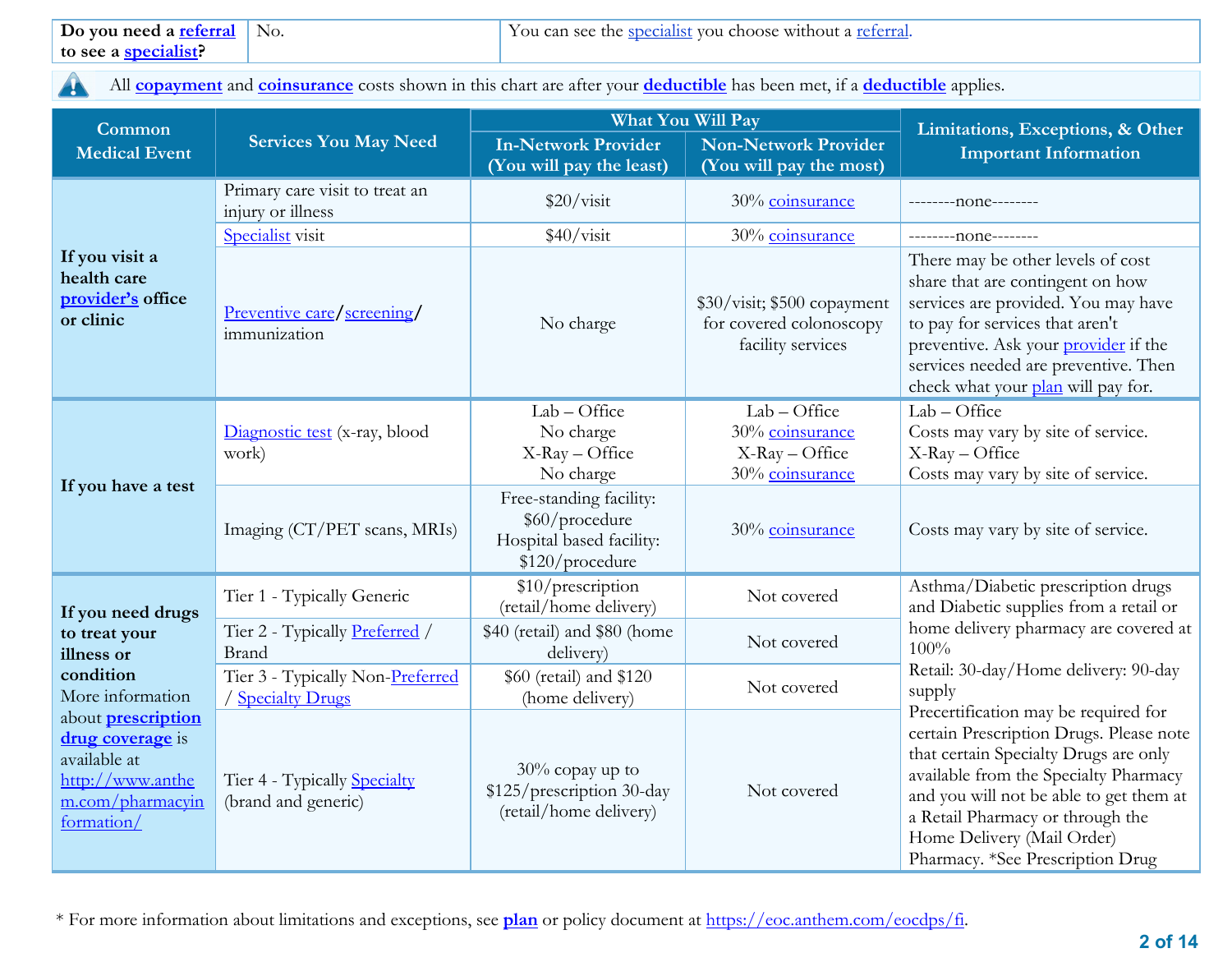| Do you need a referral to see a specialist? | No. | You can see the specialist you choose without a referral. |
|---|---|---|

All copayment and coinsurance costs shown in this chart are after your deductible has been met, if a deductible applies.

| Common Medical Event | Services You May Need | What You Will Pay | | Limitations, Exceptions, & Other Important Information |
|---|---|---|---|---|
| | | In-Network Provider (You will pay the least) | Non-Network Provider (You will pay the most) | |
| If you visit a health care provider's office or clinic | Primary care visit to treat an injury or illness | $20/visit | 30% coinsurance | --------none-------- |
| | Specialist visit | $40/visit | 30% coinsurance | --------none-------- |
| | Preventive care/screening/ immunization | No charge | $30/visit; $500 copayment for covered colonoscopy facility services | There may be other levels of cost share that are contingent on how services are provided. You may have to pay for services that aren't preventive. Ask your provider if the services needed are preventive. Then check what your plan will pay for. |
| If you have a test | Diagnostic test (x-ray, blood work) | Lab – Office<br>No charge<br>X-Ray – Office<br>No charge | Lab – Office<br>30% coinsurance<br>X-Ray – Office<br>30% coinsurance | Lab – Office<br>Costs may vary by site of service.<br>X-Ray – Office<br>Costs may vary by site of service. |
| | Imaging (CT/PET scans, MRIs) | Free-standing facility: $60/procedure<br>Hospital based facility: $120/procedure | 30% coinsurance | Costs may vary by site of service. |
| If you need drugs to treat your illness or condition<br>More information about prescription drug coverage is available at http://www.anthem.com/pharmacyinformation/ | Tier 1 - Typically Generic | $10/prescription (retail/home delivery) | Not covered | Asthma/Diabetic prescription drugs and Diabetic supplies from a retail or home delivery pharmacy are covered at 100%<br>Retail: 30-day/Home delivery: 90-day supply<br>Precertification may be required for certain Prescription Drugs. Please note that certain Specialty Drugs are only available from the Specialty Pharmacy and you will not be able to get them at a Retail Pharmacy or through the Home Delivery (Mail Order) Pharmacy. *See Prescription Drug |
| | Tier 2 - Typically Preferred / Brand | $40 (retail) and $80 (home delivery) | Not covered | |
| | Tier 3 - Typically Non-Preferred / Specialty Drugs | $60 (retail) and $120 (home delivery) | Not covered | |
| | Tier 4 - Typically Specialty (brand and generic) | 30% copay up to $125/prescription 30-day (retail/home delivery) | Not covered | |

\* For more information about limitations and exceptions, see plan or policy document at https://eoc.anthem.com/eocdps/fi.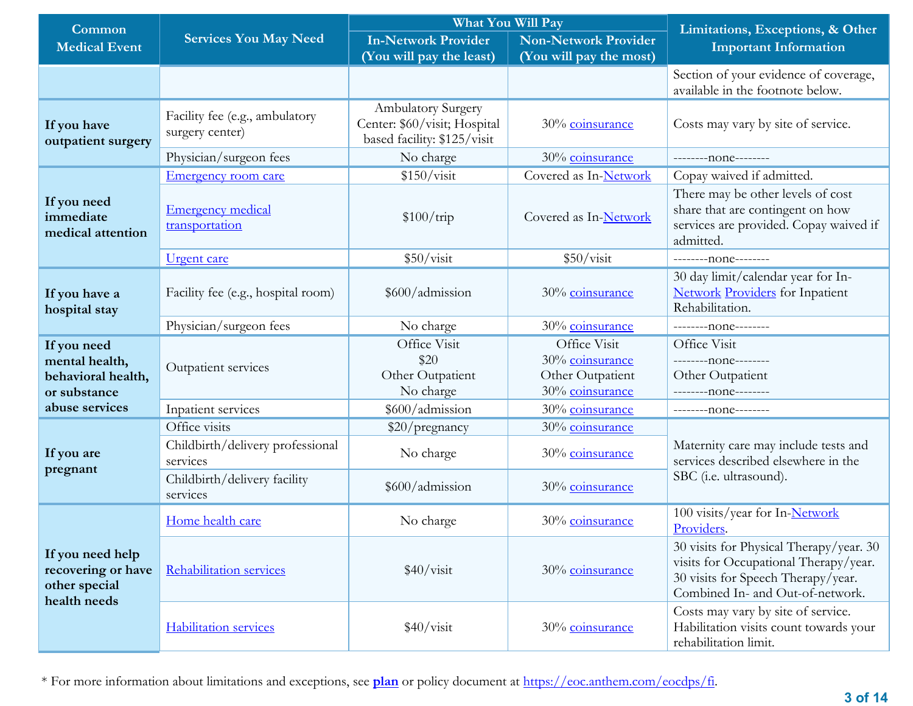| Common Medical Event | Services You May Need | What You Will Pay | | Limitations, Exceptions, & Other Important Information |
|---|---|---|---|---|
| | | In-Network Provider (You will pay the least) | Non-Network Provider (You will pay the most) | |
| | | | | Section of your evidence of coverage, available in the footnote below. |
| If you have outpatient surgery | Facility fee (e.g., ambulatory surgery center) | Ambulatory Surgery Center: $60/visit; Hospital based facility: $125/visit | 30% coinsurance | Costs may vary by site of service. |
| | Physician/surgeon fees | No charge | 30% coinsurance | --------none-------- |
| If you need immediate medical attention | Emergency room care | $150/visit | Covered as In-Network | Copay waived if admitted. |
| | Emergency medical transportation | $100/trip | Covered as In-Network | There may be other levels of cost share that are contingent on how services are provided. Copay waived if admitted. |
| | Urgent care | $50/visit | $50/visit | --------none-------- |
| If you have a hospital stay | Facility fee (e.g., hospital room) | $600/admission | 30% coinsurance | 30 day limit/calendar year for In-Network Providers for Inpatient Rehabilitation. |
| | Physician/surgeon fees | No charge | 30% coinsurance | --------none-------- |
| If you need mental health, behavioral health, or substance abuse services | Outpatient services | Office Visit<br>$20<br>Other Outpatient<br>No charge | Office Visit<br>30% coinsurance<br>Other Outpatient<br>30% coinsurance | Office Visit<br>--------none--------<br>Other Outpatient<br>--------none-------- |
| | Inpatient services | $600/admission | 30% coinsurance | --------none-------- |
| If you are pregnant | Office visits | $20/pregnancy | 30% coinsurance | Maternity care may include tests and services described elsewhere in the SBC (i.e. ultrasound). |
| | Childbirth/delivery professional services | No charge | 30% coinsurance | |
| | Childbirth/delivery facility services | $600/admission | 30% coinsurance | |
| If you need help recovering or have other special health needs | Home health care | No charge | 30% coinsurance | 100 visits/year for In-Network Providers. |
| | Rehabilitation services | $40/visit | 30% coinsurance | 30 visits for Physical Therapy/year. 30 visits for Occupational Therapy/year. 30 visits for Speech Therapy/year. Combined In- and Out-of-network. |
| | Habilitation services | $40/visit | 30% coinsurance | Costs may vary by site of service. Habilitation visits count towards your rehabilitation limit. |

* For more information about limitations and exceptions, see **plan** or policy document at https://eoc.anthem.com/eocdps/fi.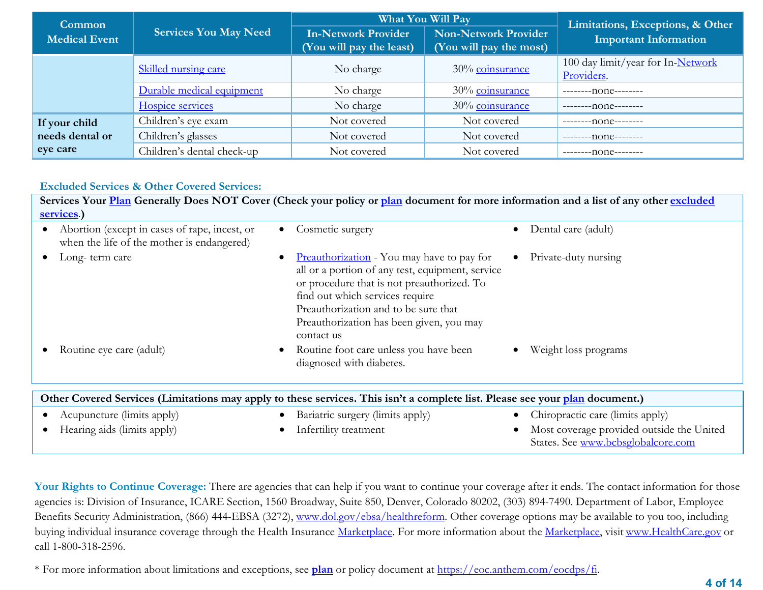| Common Medical Event | Services You May Need | What You Will Pay | | Limitations, Exceptions, & Other Important Information |
|---|---|---|---|---|
| | | In-Network Provider (You will pay the least) | Non-Network Provider (You will pay the most) | |
| | Skilled nursing care | No charge | 30% coinsurance | 100 day limit/year for In-Network Providers. |
| | Durable medical equipment | No charge | 30% coinsurance | --------none-------- |
| | Hospice services | No charge | 30% coinsurance | --------none-------- |
| **If your child needs dental or eye care** | Children's eye exam | Not covered | Not covered | --------none-------- |
| | Children's glasses | Not covered | Not covered | --------none-------- |
| | Children's dental check-up | Not covered | Not covered | --------none-------- |

### Excluded Services & Other Covered Services:

**Services Your Plan Generally Does NOT Cover (Check your policy or plan document for more information and a list of any other excluded services.)**

- Abortion (except in cases of rape, incest, or when the life of the mother is endangered)
- Cosmetic surgery
- Dental care (adult)
- Long- term care
- Preauthorization - You may have to pay for all or a portion of any test, equipment, service or procedure that is not preauthorized. To find out which services require Preauthorization and to be sure that Preauthorization has been given, you may contact us
- Private-duty nursing
- Routine eye care (adult)
- Routine foot care unless you have been diagnosed with diabetes.
- Weight loss programs

**Other Covered Services (Limitations may apply to these services. This isn't a complete list. Please see your plan document.)**

- Acupuncture (limits apply)
- Bariatric surgery (limits apply)
- Chiropractic care (limits apply)
- Hearing aids (limits apply)
- Infertility treatment
- Most coverage provided outside the United States. See www.bcbsglobalcore.com

**Your Rights to Continue Coverage:** There are agencies that can help if you want to continue your coverage after it ends. The contact information for those agencies is: Division of Insurance, ICARE Section, 1560 Broadway, Suite 850, Denver, Colorado 80202, (303) 894-7490. Department of Labor, Employee Benefits Security Administration, (866) 444-EBSA (3272), www.dol.gov/ebsa/healthreform. Other coverage options may be available to you too, including buying individual insurance coverage through the Health Insurance Marketplace. For more information about the Marketplace, visit www.HealthCare.gov or call 1-800-318-2596.

* For more information about limitations and exceptions, see **plan** or policy document at https://eoc.anthem.com/eocdps/fi.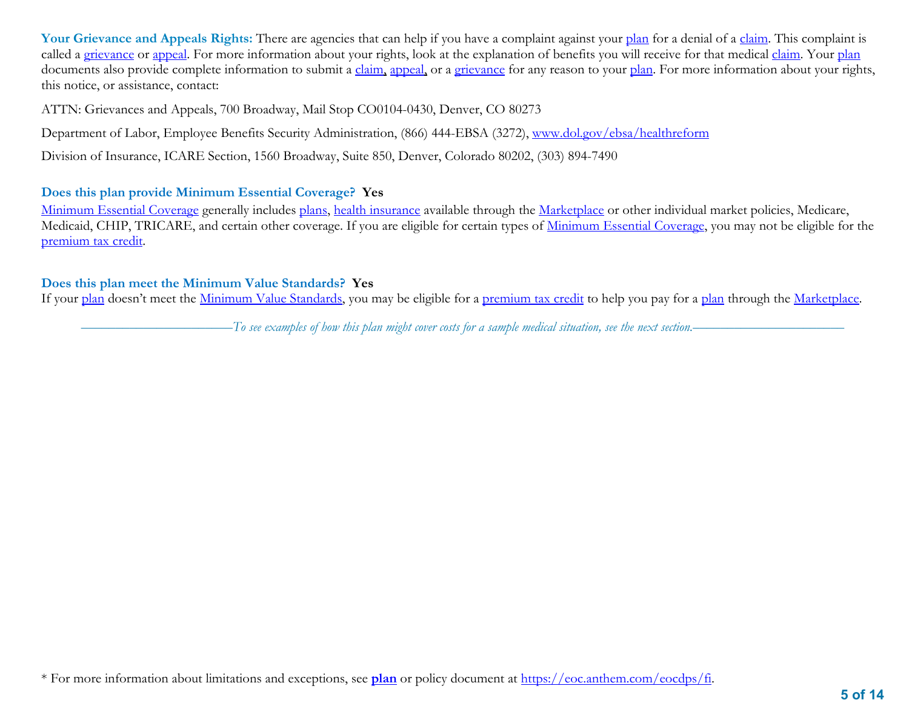**Your Grievance and Appeals Rights:** There are agencies that can help if you have a complaint against your plan for a denial of a claim. This complaint is called a grievance or appeal. For more information about your rights, look at the explanation of benefits you will receive for that medical claim. Your plan documents also provide complete information to submit a claim, appeal, or a grievance for any reason to your plan. For more information about your rights, this notice, or assistance, contact:

ATTN: Grievances and Appeals, 700 Broadway, Mail Stop CO0104-0430, Denver, CO 80273

Department of Labor, Employee Benefits Security Administration, (866) 444-EBSA (3272), www.dol.gov/ebsa/healthreform

Division of Insurance, ICARE Section, 1560 Broadway, Suite 850, Denver, Colorado 80202, (303) 894-7490

**Does this plan provide Minimum Essential Coverage? Yes**

Minimum Essential Coverage generally includes plans, health insurance available through the Marketplace or other individual market policies, Medicare, Medicaid, CHIP, TRICARE, and certain other coverage. If you are eligible for certain types of Minimum Essential Coverage, you may not be eligible for the premium tax credit.

**Does this plan meet the Minimum Value Standards? Yes**

If your plan doesn't meet the Minimum Value Standards, you may be eligible for a premium tax credit to help you pay for a plan through the Marketplace.

*To see examples of how this plan might cover costs for a sample medical situation, see the next section.*

\* For more information about limitations and exceptions, see **plan** or policy document at https://eoc.anthem.com/eocdps/fi.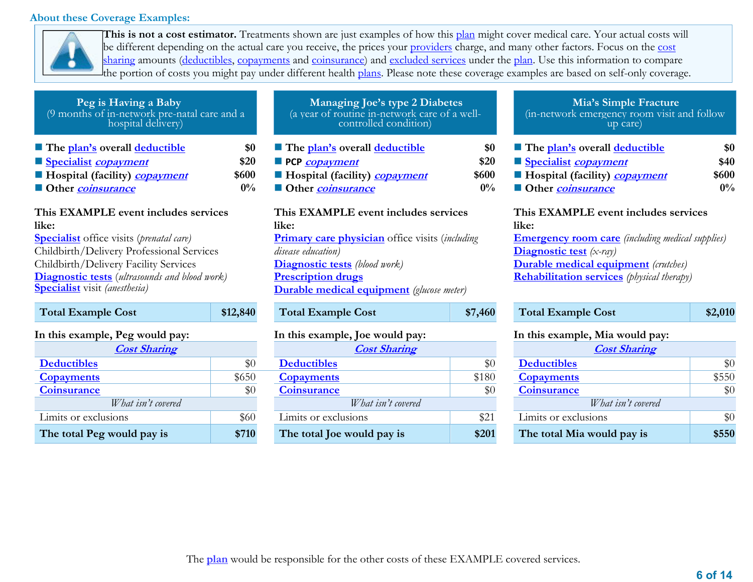## About these Coverage Examples:

**This is not a cost estimator.** Treatments shown are just examples of how this plan might cover medical care. Your actual costs will be different depending on the actual care you receive, the prices your providers charge, and many other factors. Focus on the cost sharing amounts (deductibles, copayments and coinsurance) and excluded services under the plan. Use this information to compare the portion of costs you might pay under different health plans. Please note these coverage examples are based on self-only coverage.

### Peg is Having a Baby
(9 months of in-network pre-natal care and a hospital delivery)

| | |
|---|---|
| **The plan's overall deductible** | **$0** |
| **Specialist *copayment*** | **$20** |
| **Hospital (facility) *copayment*** | **$600** |
| **Other *coinsurance*** | **0%** |

**This EXAMPLE event includes services like:**
Specialist office visits (*prenatal care*)
Childbirth/Delivery Professional Services
Childbirth/Delivery Facility Services
Diagnostic tests (*ultrasounds and blood work*)
Specialist visit (*anesthesia*)

| **Total Example Cost** | **$12,840** |
|---|---|

**In this example, Peg would pay:**

| *Cost Sharing* | |
|---|---|
| Deductibles | $0 |
| Copayments | $650 |
| Coinsurance | $0 |
| *What isn't covered* | |
| Limits or exclusions | $60 |
| **The total Peg would pay is** | **$710** |

### Managing Joe's type 2 Diabetes
(a year of routine in-network care of a well-controlled condition)

| | |
|---|---|
| **The plan's overall deductible** | **$0** |
| **PCP *copayment*** | **$20** |
| **Hospital (facility) *copayment*** | **$600** |
| **Other *coinsurance*** | **0%** |

**This EXAMPLE event includes services like:**
Primary care physician office visits (*including disease education*)
Diagnostic tests (*blood work*)
Prescription drugs
Durable medical equipment (*glucose meter*)

| **Total Example Cost** | **$7,460** |
|---|---|

**In this example, Joe would pay:**

| *Cost Sharing* | |
|---|---|
| Deductibles | $0 |
| Copayments | $180 |
| Coinsurance | $0 |
| *What isn't covered* | |
| Limits or exclusions | $21 |
| **The total Joe would pay is** | **$201** |

### Mia's Simple Fracture
(in-network emergency room visit and follow up care)

| | |
|---|---|
| **The plan's overall deductible** | **$0** |
| **Specialist *copayment*** | **$40** |
| **Hospital (facility) *copayment*** | **$600** |
| **Other *coinsurance*** | **0%** |

**This EXAMPLE event includes services like:**
Emergency room care (*including medical supplies*)
Diagnostic test (*x-ray*)
Durable medical equipment (*crutches*)
Rehabilitation services (*physical therapy*)

| **Total Example Cost** | **$2,010** |
|---|---|

**In this example, Mia would pay:**

| *Cost Sharing* | |
|---|---|
| Deductibles | $0 |
| Copayments | $550 |
| Coinsurance | $0 |
| *What isn't covered* | |
| Limits or exclusions | $0 |
| **The total Mia would pay is** | **$550** |

The plan would be responsible for the other costs of these EXAMPLE covered services.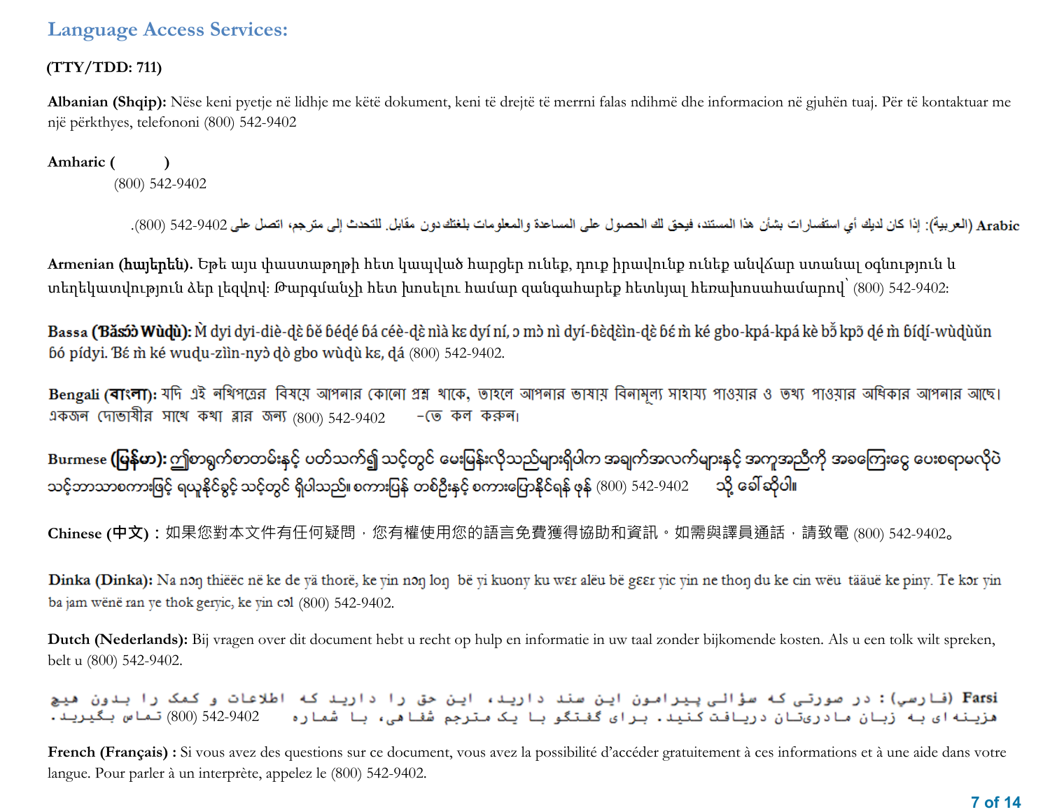## Language Access Services:

**(TTY/TDD: 711)**

**Albanian (Shqip):** Nëse keni pyetje në lidhje me këtë dokument, keni të drejtë të merrni falas ndihmë dhe informacion në gjuhën tuaj. Për të kontaktuar me një përkthyes, telefononi (800) 542-9402

**Amharic (  )**
(800) 542-9402

**Arabic** (العربية): إذا كان لديك أي استفسارات بشأن هذا المستند، فيحق لك الحصول على المساعدة والمعلومات بلغتك دون مقابل. للتحدث إلى مترجم، اتصل على 9402-542 (800).

**Armenian (հայերեն).** Եթե այս փաստաթղթի հետ կապված հարցեր ունեք, դուք իրավունք ունեք անվճար ստանալ օգնություն և տեղեկատվություն ձեր լեզվով: Թարգմանչի հետ խոսելու համար զանգահարեք հետևյալ հեռախոսահամարով՝ (800) 542-9402:

**Bassa (Ɓǎsɔ́ɔ̀ Wùḍù):** Ɔ̀ dyi dyi-diè-ɖɛ̀ ɓě ɓéɖé ɓá céè-ɖɛ̀ nìà kɛ dyí ní, ɔ mɔ̀ nì dyí-ɓɛ̀ɖɛ̀ìn-ɖɛ̀ ɓɛ́ m̀ ké gbo-kpá-kpá kè bɔ̃̌ kpɔ̃ ɖé m̀ ɓíɖí-wùɖùǔn ɓó pídyi. Ɓɛ́ m̀ ké wuɖu-zììn-nyɔ̀ ɖò gbo wùɖù kɛ, ɖá (800) 542-9402.

**Bengali (বাংলা):** যদি এই নথিপত্রের বিষয়ে আপনার কোনো প্রশ্ন থাকে, তাহলে আপনার ভাষায় বিনামূল্যে সাহায্য পাওয়ার ও তথ্য পাওয়ার অধিকার আপনার আছে। একজন দোভাষীর সাথে কথা বলার জন্য (800) 542-9402 -তে কল করুন।

**Burmese (မြန်မာ):** ဤစာရွက်စာတမ်းနှင့် ပတ်သက်၍ သင့်တွင် မေးမြန်းလိုသည်များရှိပါက အချက်အလက်များနှင့် အကူအညီကို အခကြေးငွေ ပေးစရာမလိုပဲ သင့်ဘာသာစကားဖြင့် ရယူနိုင်ခွင့် သင့်တွင် ရှိပါသည်။ စကားပြန် တစ်ဦးနှင့် စကားပြောနိုင်ရန် ဖုန်း (800) 542-9402 သို့ ခေါ်ဆိုပါ။

**Chinese (中文)**：如果您對本文件有任何疑問，您有權使用您的語言免費獲得協助和資訊。如需與譯員通話，請致電 (800) 542-9402。

**Dinka (Dinka):** Na nɔŋ thiëëc në ke de yä thorë, ke yin nɔŋ loŋ bë yi kuony ku wɛr alëu bë gɛɛr yic yin ne thoŋ du ke cin wëu tääuë ke piny. Te kɔr yin ba jam wënë ran ye thok geryic, ke yin cɔl (800) 542-9402.

**Dutch (Nederlands):** Bij vragen over dit document hebt u recht op hulp en informatie in uw taal zonder bijkomende kosten. Als u een tolk wilt spreken, belt u (800) 542-9402.

**Farsi** (فارسی): در صورتی که سؤالی پیرامون این سند دارید، این حق را دارید که اطلاعات و کمک را بدون هیچ هزینه ای به زبان مادریتان دریافت کنید. برای گفتگو با یک مترجم شفاهی، با شماره 9402-542 (800) تماس بگیرید.

**French (Français) :** Si vous avez des questions sur ce document, vous avez la possibilité d'accéder gratuitement à ces informations et à une aide dans votre langue. Pour parler à un interprète, appelez le (800) 542-9402.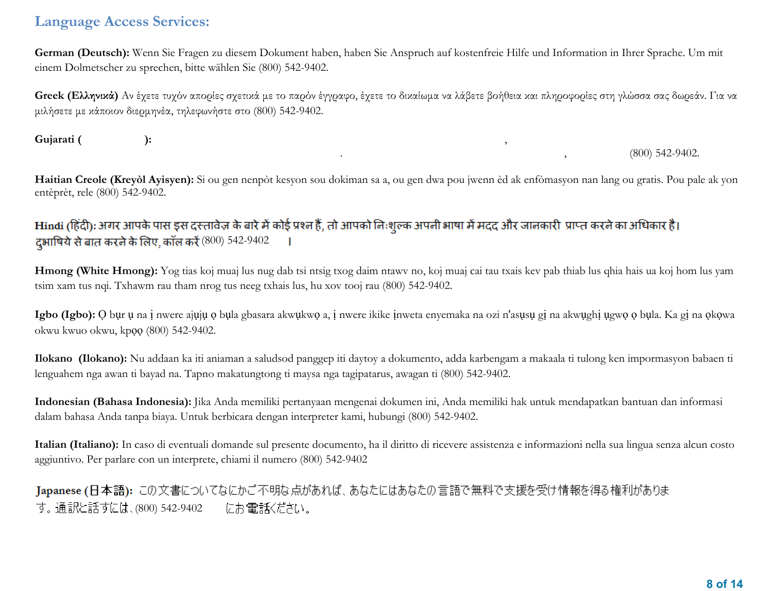## Language Access Services:

**German (Deutsch):** Wenn Sie Fragen zu diesem Dokument haben, haben Sie Anspruch auf kostenfreie Hilfe und Information in Ihrer Sprache. Um mit einem Dolmetscher zu sprechen, bitte wählen Sie (800) 542-9402.

**Greek (Ελληνικά)** Αν έχετε τυχόν απορίες σχετικά με το παρόν έγγραφο, έχετε το δικαίωμα να λάβετε βοήθεια και πληροφορίες στη γλώσσα σας δωρεάν. Για να μιλήσετε με κάποιον διερμηνέα, τηλεφωνήστε στο (800) 542-9402.

**Gujarati ( ):** , . , (800) 542-9402.

**Haitian Creole (Kreyòl Ayisyen):** Si ou gen nenpòt kesyon sou dokiman sa a, ou gen dwa pou jwenn èd ak enfòmasyon nan lang ou gratis. Pou pale ak yon entèprèt, rele (800) 542-9402.

**Hindi (हिंदी):** अगर आपके पास इस दस्तावेज़ के बारे में कोई प्रश्न हैं, तो आपको निःशुल्क अपनी भाषा में मदद और जानकारी प्राप्त करने का अधिकार है। दुभाषिये से बात करने के लिए, कॉल करें (800) 542-9402 ।

**Hmong (White Hmong):** Yog tias koj muaj lus nug dab tsi ntsig txog daim ntawv no, koj muaj cai tau txais kev pab thiab lus qhia hais ua koj hom lus yam tsim xam tus nqi. Txhawm rau tham nrog tus neeg txhais lus, hu xov tooj rau (800) 542-9402.

**Igbo (Igbo):** Ọ bụr ụ na ị nwere ajụjụ ọ bụla gbasara akwụkwọ a, ị nwere ikike ịnweta enyemaka na ozi n'asụsụ gị na akwụghị ụgwọ ọ bụla. Ka gị na ọkọwa okwu kwuo okwu, kpọọ (800) 542-9402.

**Ilokano (Ilokano):** Nu addaan ka iti aniaman a saludsod panggep iti daytoy a dokumento, adda karbengam a makaala ti tulong ken impormasyon babaen ti lenguahem nga awan ti bayad na. Tapno makatungtong ti maysa nga tagipatarus, awagan ti (800) 542-9402.

**Indonesian (Bahasa Indonesia):** Jika Anda memiliki pertanyaan mengenai dokumen ini, Anda memiliki hak untuk mendapatkan bantuan dan informasi dalam bahasa Anda tanpa biaya. Untuk berbicara dengan interpreter kami, hubungi (800) 542-9402.

**Italian (Italiano):** In caso di eventuali domande sul presente documento, ha il diritto di ricevere assistenza e informazioni nella sua lingua senza alcun costo aggiuntivo. Per parlare con un interprete, chiami il numero (800) 542-9402

**Japanese (日本語):** この文書についてなにかご不明な点があれば、あなたにはあなたの言語で無料で支援を受け情報を得る権利があります。通訳と話すには、(800) 542-9402 にお電話ください。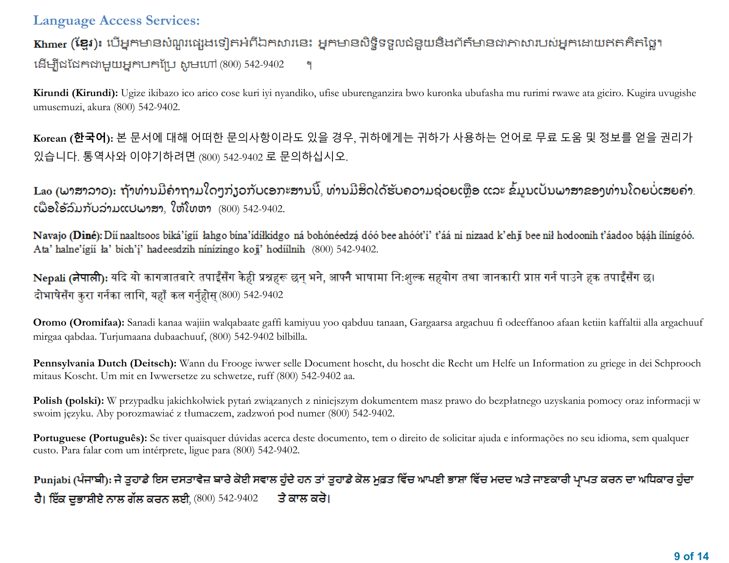## Language Access Services:

**Khmer (ខ្មែរ):** បើអ្នកមានសំណួរផ្សេងទៀតអំពីឯកសារនេះ អ្នកមានសិទ្ធិទទួលជំនួយនិងព័ត៌មានជាភាសារបស់អ្នកដោយឥតគិតថ្លៃ។ ដើម្បីជជែកជាមួយអ្នកបកប្រែ សូមហៅ (800) 542-9402 ។

**Kirundi (Kirundi):** Ugize ikibazo ico arico cose kuri iyi nyandiko, ufise uburenganzira bwo kuronka ubufasha mu rurimi rwawe ata giciro. Kugira uvugishe umusemuzi, akura (800) 542-9402.

**Korean (한국어):** 본 문서에 대해 어떠한 문의사항이라도 있을 경우, 귀하에게는 귀하가 사용하는 언어로 무료 도움 및 정보를 얻을 권리가 있습니다. 통역사와 이야기하려면 (800) 542-9402 로 문의하십시오.

**Lao (ພາສາລາວ):** ຖ້າທ່ານມີຄຳຖາມໃດໆກ່ຽວກັບເອກະສານນີ້, ທ່ານມີສິດໄດ້ຮັບຄວາມຊ່ວຍເຫຼືອ ແລະ ຂໍ້ມູນເປັນພາສາຂອງທ່ານໂດຍບໍ່ເສຍຄ່າ. ເພື່ອໂອ້ລົມກັບລ່າມແປພາສາ, ໃຫ້ໂທຫາ (800) 542-9402.

**Navajo (Diné):** Díí naaltsoos biká'ígíí łahgo bína'ídíłkidgo ná bohónéedzą́ dóó bee ahóót'i' t'áá ni nizaad k'ehjį bee níł hodoonih t'áadoo bááh ílínígóó. Ata' halne'ígíí ła' bich'į' hadeesdzih nínízingo kojį' hodíílnih (800) 542-9402.

**Nepali (नेपाली):** यदि यो कागजातबारे तपाईंसँग केही प्रश्नहरू छन् भने, आफ्नै भाषामा निःशुल्क सहयोग तथा जानकारी प्राप्त गर्न पाउने हक तपाईंसँग छ। दोभाषेसँग कुरा गर्नका लागि, यहाँ कल गर्नुहोस् (800) 542-9402

**Oromo (Oromifaa):** Sanadi kanaa wajiin walqabaate gaffi kamiyuu yoo qabduu tanaan, Gargaarsa argachuu fi odeeffanoo afaan ketiin kaffaltii alla argachuuf mirgaa qabdaa. Turjumaana dubaachuuf, (800) 542-9402 bilbilla.

**Pennsylvania Dutch (Deitsch):** Wann du Frooge iwwer selle Document hoscht, du hoscht die Recht um Helfe un Information zu griege in dei Schprooch mitaus Koscht. Um mit en Iwwersetze zu schwetze, ruff (800) 542-9402 aa.

**Polish (polski):** W przypadku jakichkolwiek pytań związanych z niniejszym dokumentem masz prawo do bezpłatnego uzyskania pomocy oraz informacji w swoim języku. Aby porozmawiać z tłumaczem, zadzwoń pod numer (800) 542-9402.

**Portuguese (Português):** Se tiver quaisquer dúvidas acerca deste documento, tem o direito de solicitar ajuda e informações no seu idioma, sem qualquer custo. Para falar com um intérprete, ligue para (800) 542-9402.

**Punjabi (ਪੰਜਾਬੀ):** ਜੇ ਤੁਹਾਡੇ ਇਸ ਦਸਤਾਵੇਜ਼ ਬਾਰੇ ਕੋਈ ਸਵਾਲ ਹੁੰਦੇ ਹਨ ਤਾਂ ਤੁਹਾਡੇ ਕੋਲ ਮੁਫ਼ਤ ਵਿੱਚ ਆਪਣੀ ਭਾਸ਼ਾ ਵਿੱਚ ਮਦਦ ਅਤੇ ਜਾਣਕਾਰੀ ਪ੍ਰਾਪਤ ਕਰਨ ਦਾ ਅਧਿਕਾਰ ਹੁੰਦਾ ਹੈ। ਇੱਕ ਦੁਭਾਸ਼ੀਏ ਨਾਲ ਗੱਲ ਕਰਨ ਲਈ, (800) 542-9402 ਤੇ ਕਾਲ ਕਰੋ।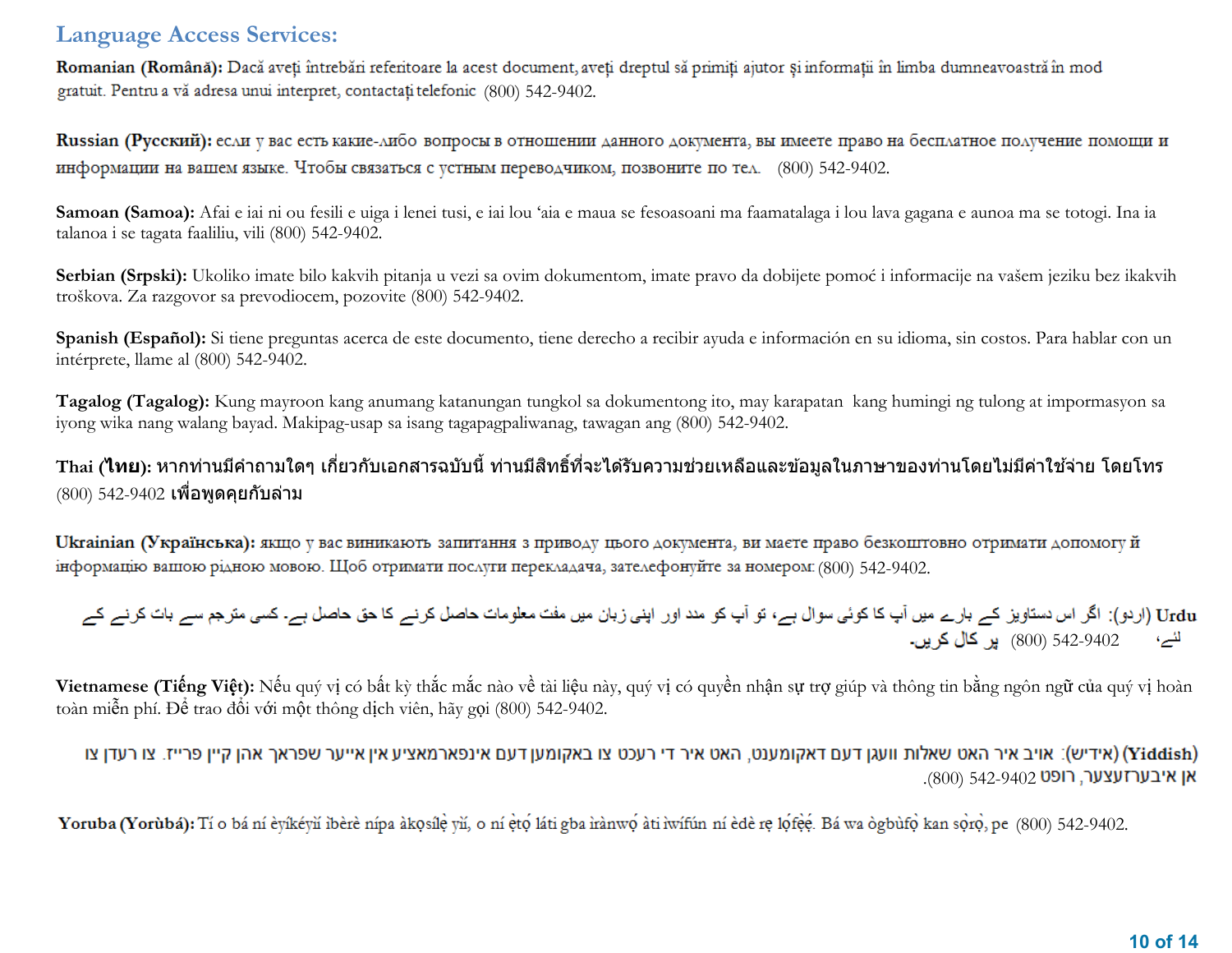## Language Access Services:

**Romanian (Română):** Dacă aveți întrebări referitoare la acest document, aveți dreptul să primiți ajutor și informații în limba dumneavoastră în mod gratuit. Pentru a vă adresa unui interpret, contactați telefonic (800) 542-9402.

**Russian (Русский):** если у вас есть какие-либо вопросы в отношении данного документа, вы имеете право на бесплатное получение помощи и информации на вашем языке. Чтобы связаться с устным переводчиком, позвоните по тел. (800) 542-9402.

**Samoan (Samoa):** Afai e iai ni ou fesili e uiga i lenei tusi, e iai lou 'aia e maua se fesoasoani ma faamatalaga i lou lava gagana e aunoa ma se totogi. Ina ia talanoa i se tagata faaliliu, vili (800) 542-9402.

**Serbian (Srpski):** Ukoliko imate bilo kakvih pitanja u vezi sa ovim dokumentom, imate pravo da dobijete pomoć i informacije na vašem jeziku bez ikakvih troškova. Za razgovor sa prevodiocem, pozovite (800) 542-9402.

**Spanish (Español):** Si tiene preguntas acerca de este documento, tiene derecho a recibir ayuda e información en su idioma, sin costos. Para hablar con un intérprete, llame al (800) 542-9402.

**Tagalog (Tagalog):** Kung mayroon kang anumang katanungan tungkol sa dokumentong ito, may karapatan kang humingi ng tulong at impormasyon sa iyong wika nang walang bayad. Makipag-usap sa isang tagapagpaliwanag, tawagan ang (800) 542-9402.

**Thai (ไทย):** หากท่านมีคำถามใดๆ เกี่ยวกับเอกสารฉบับนี้ ท่านมีสิทธิ์ที่จะได้รับความช่วยเหลือและข้อมูลในภาษาของท่านโดยไม่มีค่าใช้จ่าย โดยโทร (800) 542-9402 เพื่อพูดคุยกับล่าม

**Ukrainian (Українська):** якщо у вас виникають запитання з приводу цього документа, ви маєте право безкоштовно отримати допомогу й інформацію вашою рідною мовою. Щоб отримати послуги перекладача, зателефонуйте за номером: (800) 542-9402.

**Urdu** (اردو): اگر اس دستاویز کے بارے میں آپ کا کوئی سوال ہے، تو آپ کو مدد اور اپنی زبان میں مفت معلومات حاصل کرنے کا حق حاصل ہے۔ کسی مترجم سے بات کرنے کے لئے، (800) 542-9402 پر کال کریں۔

**Vietnamese (Tiếng Việt):** Nếu quý vị có bất kỳ thắc mắc nào về tài liệu này, quý vị có quyền nhận sự trợ giúp và thông tin bằng ngôn ngữ của quý vị hoàn toàn miễn phí. Để trao đổi với một thông dịch viên, hãy gọi (800) 542-9402.

**(Yiddish)** (אידיש): אויב איר האט שאלות וועגן דעם דאקומענט, האט איר די רעכט צו באקומען דעם אינפארמאציע אין אייער שפראך אהן קיין פרייז. צו רעדן צו אן איבערזעצער, רופט (800) 542-9402.

**Yoruba (Yorùbá):** Tí o bá ní èyíkéyìí ìbèrè nípa àkọsílẹ̀ yìí, o ní ẹ̀tọ́ láti gba ìrànwọ́ àti ìwífún ní èdè rẹ lọ́fẹ̀ẹ́. Bá wa ògbùfọ̀ kan sọ̀rọ̀, pe (800) 542-9402.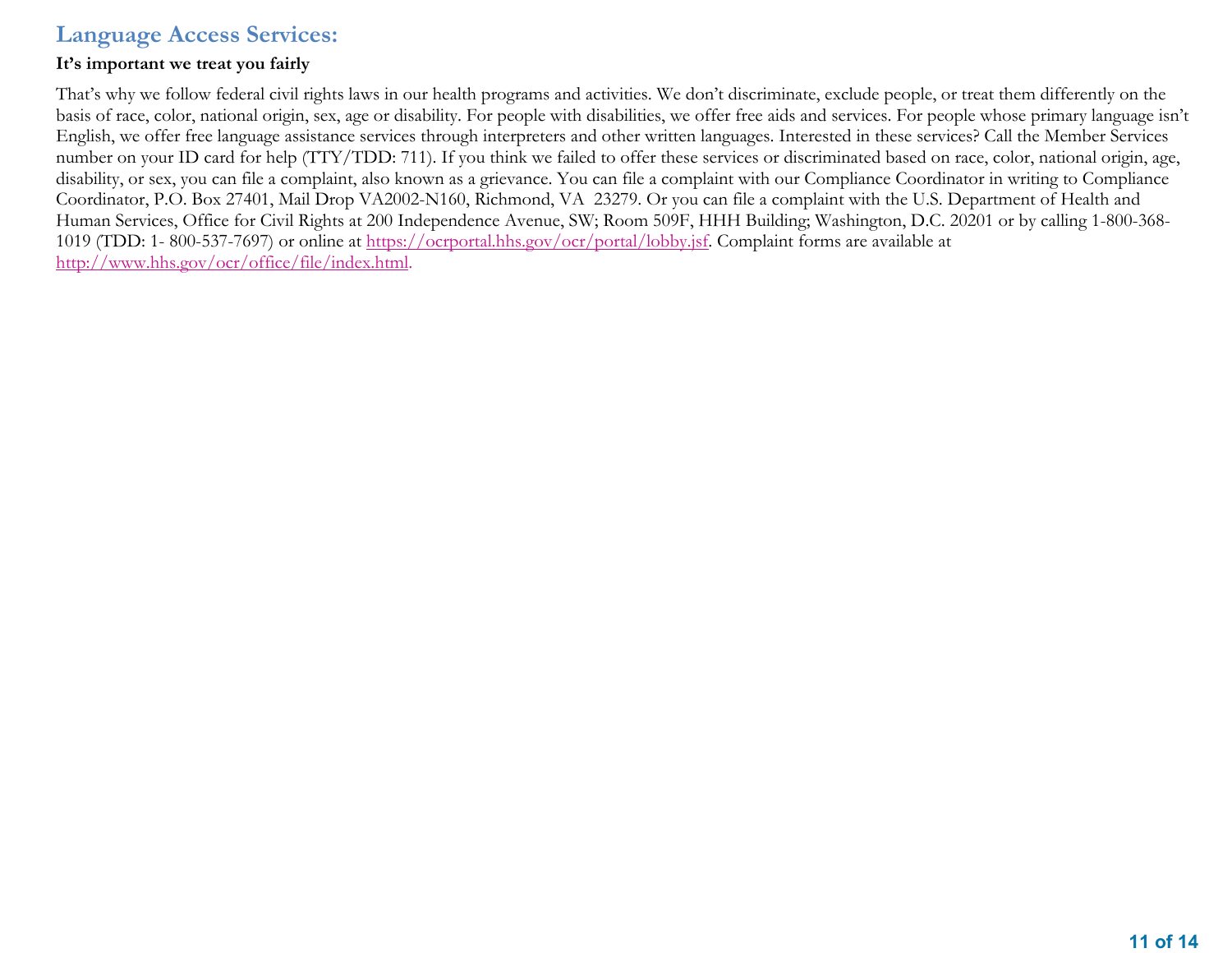## Language Access Services:

**It's important we treat you fairly**

That's why we follow federal civil rights laws in our health programs and activities. We don't discriminate, exclude people, or treat them differently on the basis of race, color, national origin, sex, age or disability. For people with disabilities, we offer free aids and services. For people whose primary language isn't English, we offer free language assistance services through interpreters and other written languages. Interested in these services? Call the Member Services number on your ID card for help (TTY/TDD: 711). If you think we failed to offer these services or discriminated based on race, color, national origin, age, disability, or sex, you can file a complaint, also known as a grievance. You can file a complaint with our Compliance Coordinator in writing to Compliance Coordinator, P.O. Box 27401, Mail Drop VA2002-N160, Richmond, VA 23279. Or you can file a complaint with the U.S. Department of Health and Human Services, Office for Civil Rights at 200 Independence Avenue, SW; Room 509F, HHH Building; Washington, D.C. 20201 or by calling 1-800-368-1019 (TDD: 1- 800-537-7697) or online at [https://ocrportal.hhs.gov/ocr/portal/lobby.jsf](https://ocrportal.hhs.gov/ocr/portal/lobby.jsf). Complaint forms are available at [http://www.hhs.gov/ocr/office/file/index.html](http://www.hhs.gov/ocr/office/file/index.html).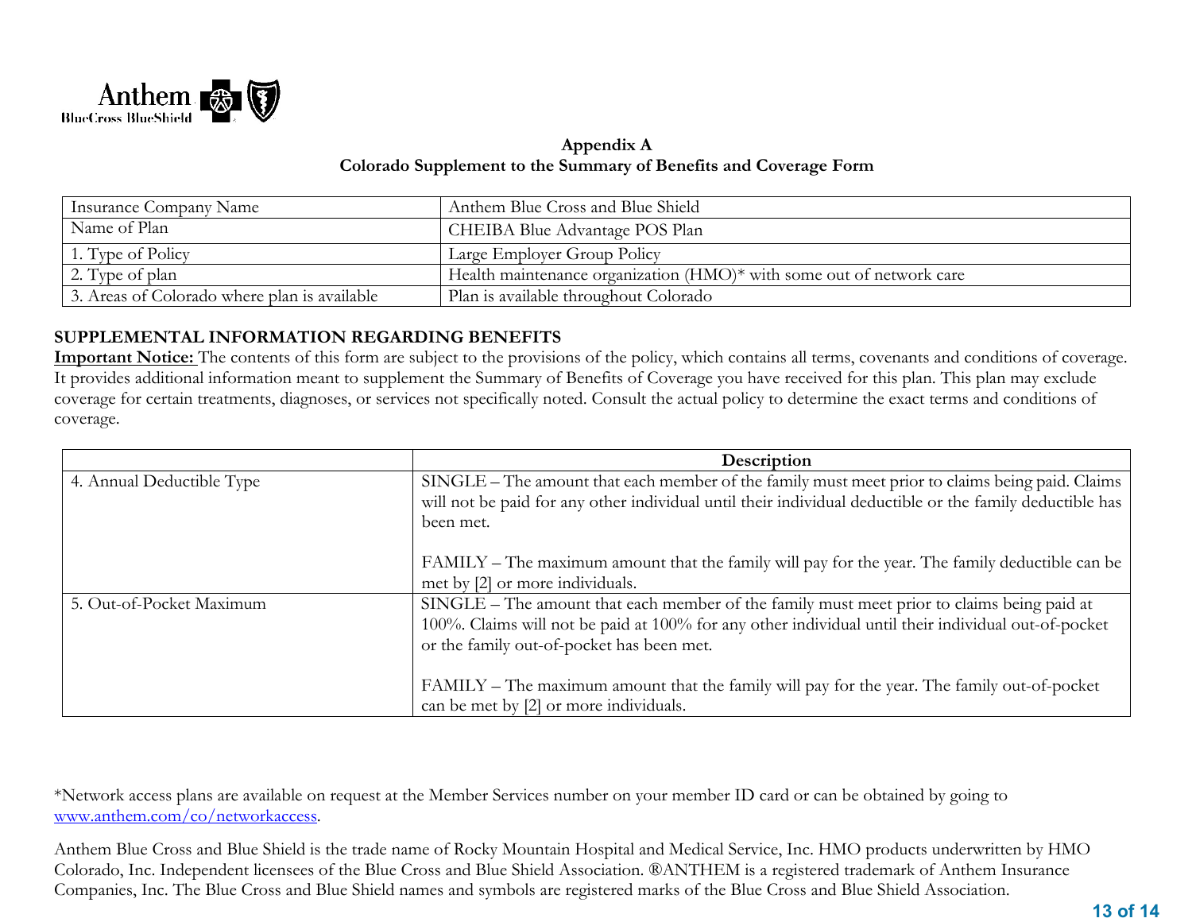Anthem BlueCross BlueShield

**Appendix A**
**Colorado Supplement to the Summary of Benefits and Coverage Form**

| Insurance Company Name | Anthem Blue Cross and Blue Shield |
|---|---|
| Name of Plan | CHEIBA Blue Advantage POS Plan |
| 1. Type of Policy | Large Employer Group Policy |
| 2. Type of plan | Health maintenance organization (HMO)* with some out of network care |
| 3. Areas of Colorado where plan is available | Plan is available throughout Colorado |

**SUPPLEMENTAL INFORMATION REGARDING BENEFITS**

**Important Notice:** The contents of this form are subject to the provisions of the policy, which contains all terms, covenants and conditions of coverage. It provides additional information meant to supplement the Summary of Benefits of Coverage you have received for this plan. This plan may exclude coverage for certain treatments, diagnoses, or services not specifically noted. Consult the actual policy to determine the exact terms and conditions of coverage.

| | Description |
|---|---|
| 4. Annual Deductible Type | SINGLE – The amount that each member of the family must meet prior to claims being paid. Claims will not be paid for any other individual until their individual deductible or the family deductible has been met.<br><br>FAMILY – The maximum amount that the family will pay for the year. The family deductible can be met by [2] or more individuals. |
| 5. Out-of-Pocket Maximum | SINGLE – The amount that each member of the family must meet prior to claims being paid at 100%. Claims will not be paid at 100% for any other individual until their individual out-of-pocket or the family out-of-pocket has been met.<br><br>FAMILY – The maximum amount that the family will pay for the year. The family out-of-pocket can be met by [2] or more individuals. |

*Network access plans are available on request at the Member Services number on your member ID card or can be obtained by going to www.anthem.com/co/networkaccess.

Anthem Blue Cross and Blue Shield is the trade name of Rocky Mountain Hospital and Medical Service, Inc. HMO products underwritten by HMO Colorado, Inc. Independent licensees of the Blue Cross and Blue Shield Association. ®ANTHEM is a registered trademark of Anthem Insurance Companies, Inc. The Blue Cross and Blue Shield names and symbols are registered marks of the Blue Cross and Blue Shield Association.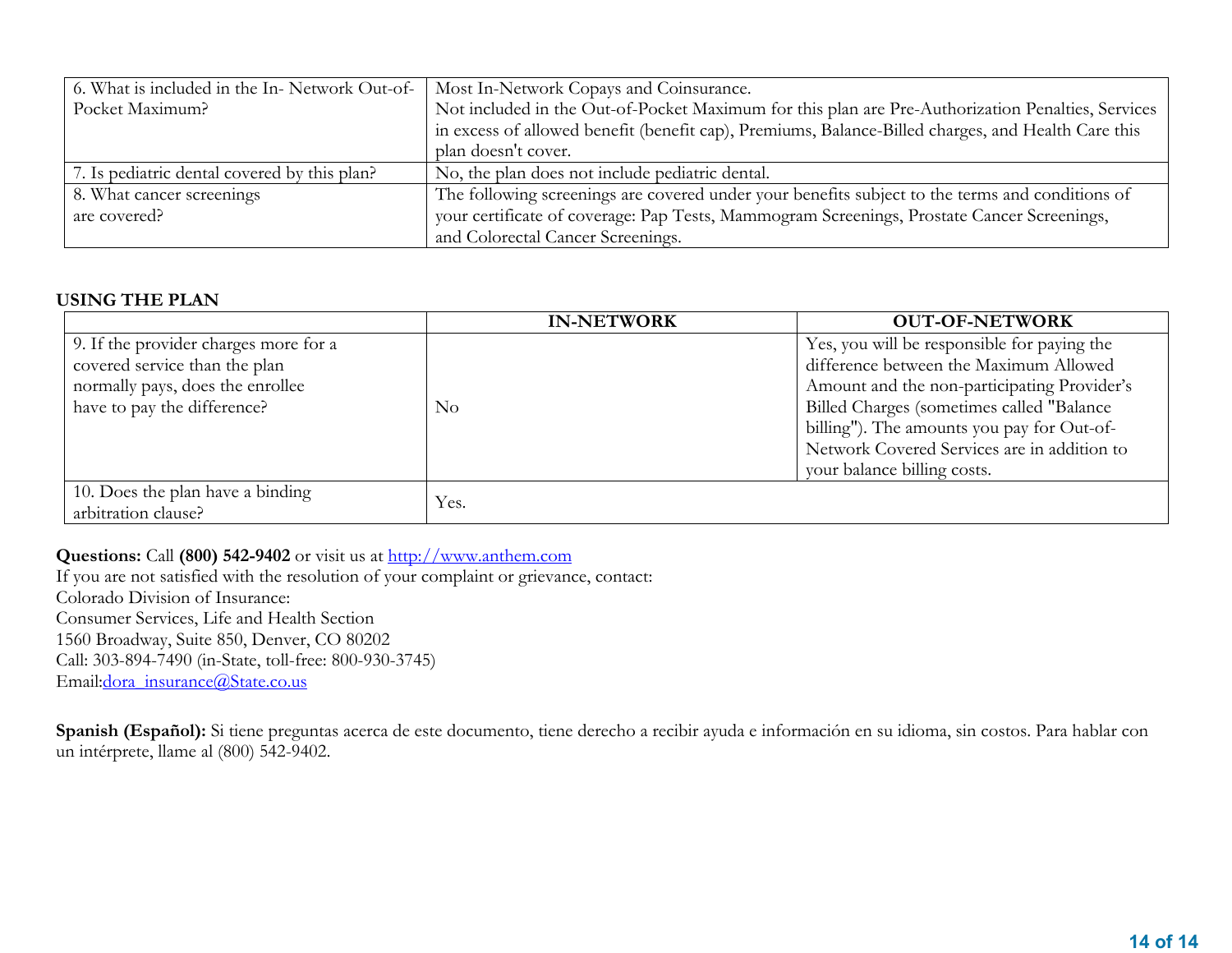| | |
|---|---|
| 6. What is included in the In- Network Out-of-Pocket Maximum? | Most In-Network Copays and Coinsurance.<br>Not included in the Out-of-Pocket Maximum for this plan are Pre-Authorization Penalties, Services in excess of allowed benefit (benefit cap), Premiums, Balance-Billed charges, and Health Care this plan doesn't cover. |
| 7. Is pediatric dental covered by this plan? | No, the plan does not include pediatric dental. |
| 8. What cancer screenings are covered? | The following screenings are covered under your benefits subject to the terms and conditions of your certificate of coverage: Pap Tests, Mammogram Screenings, Prostate Cancer Screenings, and Colorectal Cancer Screenings. |

**USING THE PLAN**

| | IN-NETWORK | OUT-OF-NETWORK |
|---|---|---|
| 9. If the provider charges more for a covered service than the plan normally pays, does the enrollee have to pay the difference? | No | Yes, you will be responsible for paying the difference between the Maximum Allowed Amount and the non-participating Provider's Billed Charges (sometimes called "Balance billing"). The amounts you pay for Out-of-Network Covered Services are in addition to your balance billing costs. |
| 10. Does the plan have a binding arbitration clause? | Yes. | |

**Questions:** Call **(800) 542-9402** or visit us at http://www.anthem.com
If you are not satisfied with the resolution of your complaint or grievance, contact:
Colorado Division of Insurance:
Consumer Services, Life and Health Section
1560 Broadway, Suite 850, Denver, CO 80202
Call: 303-894-7490 (in-State, toll-free: 800-930-3745)
Email:dora_insurance@State.co.us

**Spanish (Español):** Si tiene preguntas acerca de este documento, tiene derecho a recibir ayuda e información en su idioma, sin costos. Para hablar con un intérprete, llame al (800) 542-9402.